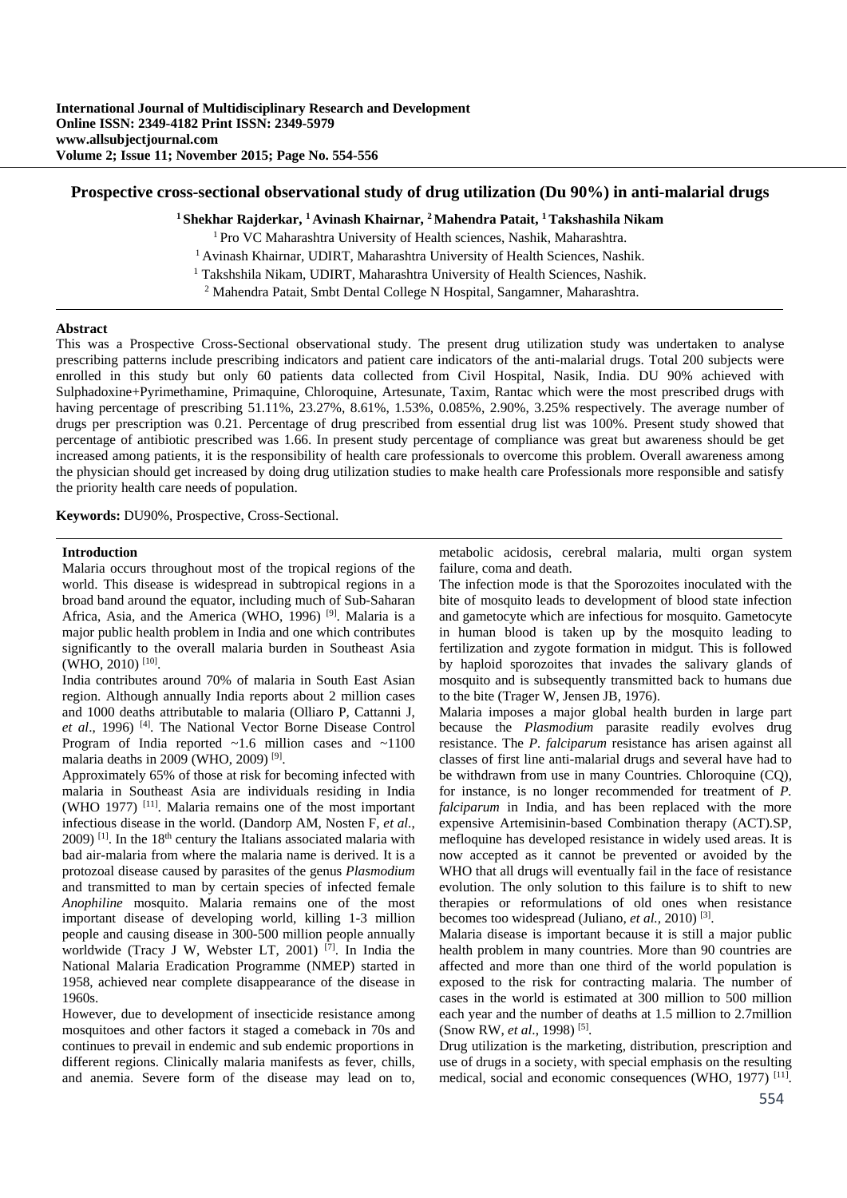**International Journal of Multidisciplinary Research and Development**
**Online ISSN: 2349-4182 Print ISSN: 2349-5979**
**www.allsubjectjournal.com**
**Volume 2; Issue 11; November 2015; Page No. 554-556**

# Prospective cross-sectional observational study of drug utilization (Du 90%) in anti-malarial drugs

**[1] Shekhar Rajderkar, [1] Avinash Khairnar, [2] Mahendra Patait, [1] Takshashila Nikam**

[1] Pro VC Maharashtra University of Health sciences, Nashik, Maharashtra.
[1] Avinash Khairnar, UDIRT, Maharashtra University of Health Sciences, Nashik.
[1] Takshshila Nikam, UDIRT, Maharashtra University of Health Sciences, Nashik.
[2] Mahendra Patait, Smbt Dental College N Hospital, Sangamner, Maharashtra.

## Abstract

This was a Prospective Cross-Sectional observational study. The present drug utilization study was undertaken to analyse prescribing patterns include prescribing indicators and patient care indicators of the anti-malarial drugs. Total 200 subjects were enrolled in this study but only 60 patients data collected from Civil Hospital, Nasik, India. DU 90% achieved with Sulphadoxine+Pyrimethamine, Primaquine, Chloroquine, Artesunate, Taxim, Rantac which were the most prescribed drugs with having percentage of prescribing 51.11%, 23.27%, 8.61%, 1.53%, 0.085%, 2.90%, 3.25% respectively. The average number of drugs per prescription was 0.21. Percentage of drug prescribed from essential drug list was 100%. Present study showed that percentage of antibiotic prescribed was 1.66. In present study percentage of compliance was great but awareness should be get increased among patients, it is the responsibility of health care professionals to overcome this problem. Overall awareness among the physician should get increased by doing drug utilization studies to make health care Professionals more responsible and satisfy the priority health care needs of population.

**Keywords:** DU90%, Prospective, Cross-Sectional.

## Introduction

Malaria occurs throughout most of the tropical regions of the world. This disease is widespread in subtropical regions in a broad band around the equator, including much of Sub-Saharan Africa, Asia, and the America (WHO, 1996) [9]. Malaria is a major public health problem in India and one which contributes significantly to the overall malaria burden in Southeast Asia (WHO, 2010) [10].

India contributes around 70% of malaria in South East Asian region. Although annually India reports about 2 million cases and 1000 deaths attributable to malaria (Olliaro P, Cattanni J, *et al*., 1996) [4]. The National Vector Borne Disease Control Program of India reported ~1.6 million cases and ~1100 malaria deaths in 2009 (WHO, 2009) [9].

Approximately 65% of those at risk for becoming infected with malaria in Southeast Asia are individuals residing in India (WHO 1977) [11]. Malaria remains one of the most important infectious disease in the world. (Dandorp AM, Nosten F, *et al*., 2009) [1]. In the 18th century the Italians associated malaria with bad air-malaria from where the malaria name is derived. It is a protozoal disease caused by parasites of the genus *Plasmodium* and transmitted to man by certain species of infected female *Anophiline* mosquito. Malaria remains one of the most important disease of developing world, killing 1-3 million people and causing disease in 300-500 million people annually worldwide (Tracy J W, Webster LT, 2001) [7]. In India the National Malaria Eradication Programme (NMEP) started in 1958, achieved near complete disappearance of the disease in 1960s.

However, due to development of insecticide resistance among mosquitoes and other factors it staged a comeback in 70s and continues to prevail in endemic and sub endemic proportions in different regions. Clinically malaria manifests as fever, chills, and anemia. Severe form of the disease may lead on to, metabolic acidosis, cerebral malaria, multi organ system failure, coma and death.

The infection mode is that the Sporozoites inoculated with the bite of mosquito leads to development of blood state infection and gametocyte which are infectious for mosquito. Gametocyte in human blood is taken up by the mosquito leading to fertilization and zygote formation in midgut. This is followed by haploid sporozoites that invades the salivary glands of mosquito and is subsequently transmitted back to humans due to the bite (Trager W, Jensen JB, 1976).

Malaria imposes a major global health burden in large part because the *Plasmodium* parasite readily evolves drug resistance. The *P. falciparum* resistance has arisen against all classes of first line anti-malarial drugs and several have had to be withdrawn from use in many Countries. Chloroquine (CQ), for instance, is no longer recommended for treatment of *P. falciparum* in India, and has been replaced with the more expensive Artemisinin-based Combination therapy (ACT).SP, mefloquine has developed resistance in widely used areas. It is now accepted as it cannot be prevented or avoided by the WHO that all drugs will eventually fail in the face of resistance evolution. The only solution to this failure is to shift to new therapies or reformulations of old ones when resistance becomes too widespread (Juliano, *et al.*, 2010) [3].

Malaria disease is important because it is still a major public health problem in many countries. More than 90 countries are affected and more than one third of the world population is exposed to the risk for contracting malaria. The number of cases in the world is estimated at 300 million to 500 million each year and the number of deaths at 1.5 million to 2.7million (Snow RW, *et al*., 1998) [5].

Drug utilization is the marketing, distribution, prescription and use of drugs in a society, with special emphasis on the resulting medical, social and economic consequences (WHO, 1977) [11].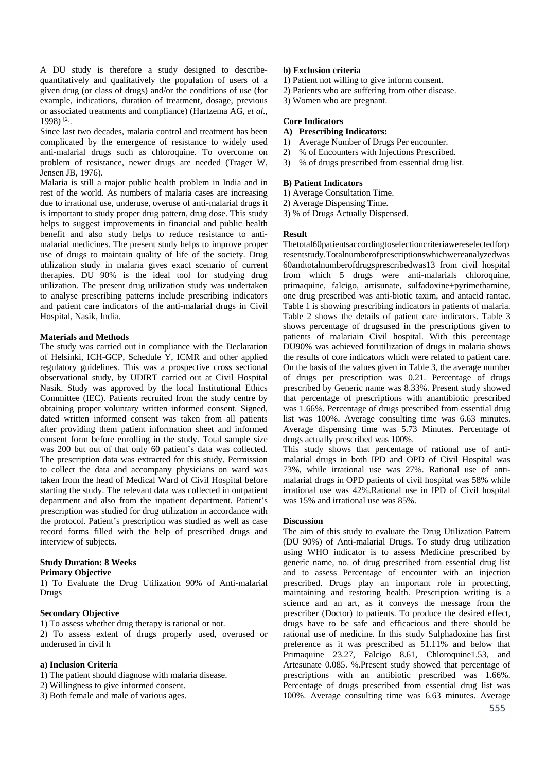A DU study is therefore a study designed to describe-quantitatively and qualitatively the population of users of a given drug (or class of drugs) and/or the conditions of use (for example, indications, duration of treatment, dosage, previous or associated treatments and compliance) (Hartzema AG, *et al*., 1998) [2].

Since last two decades, malaria control and treatment has been complicated by the emergence of resistance to widely used anti-malarial drugs such as chloroquine. To overcome on problem of resistance, newer drugs are needed (Trager W, Jensen JB, 1976).

Malaria is still a major public health problem in India and in rest of the world. As numbers of malaria cases are increasing due to irrational use, underuse, overuse of anti-malarial drugs it is important to study proper drug pattern, drug dose. This study helps to suggest improvements in financial and public health benefit and also study helps to reduce resistance to anti-malarial medicines. The present study helps to improve proper use of drugs to maintain quality of life of the society. Drug utilization study in malaria gives exact scenario of current therapies. DU 90% is the ideal tool for studying drug utilization. The present drug utilization study was undertaken to analyse prescribing patterns include prescribing indicators and patient care indicators of the anti-malarial drugs in Civil Hospital, Nasik, India.

## Materials and Methods

The study was carried out in compliance with the Declaration of Helsinki, ICH-GCP, Schedule Y, ICMR and other applied regulatory guidelines. This was a prospective cross sectional observational study, by UDIRT carried out at Civil Hospital Nasik. Study was approved by the local Institutional Ethics Committee (IEC). Patients recruited from the study centre by obtaining proper voluntary written informed consent. Signed, dated written informed consent was taken from all patients after providing them patient information sheet and informed consent form before enrolling in the study. Total sample size was 200 but out of that only 60 patient's data was collected. The prescription data was extracted for this study. Permission to collect the data and accompany physicians on ward was taken from the head of Medical Ward of Civil Hospital before starting the study. The relevant data was collected in outpatient department and also from the inpatient department. Patient's prescription was studied for drug utilization in accordance with the protocol. Patient's prescription was studied as well as case record forms filled with the help of prescribed drugs and interview of subjects.

**Study Duration: 8 Weeks**

**Primary Objective**

1) To Evaluate the Drug Utilization 90% of Anti-malarial Drugs

**Secondary Objective**

1) To assess whether drug therapy is rational or not.

2) To assess extent of drugs properly used, overused or underused in civil h

**a) Inclusion Criteria**

1) The patient should diagnose with malaria disease.
2) Willingness to give informed consent.
3) Both female and male of various ages.

**b) Exclusion criteria**

1) Patient not willing to give inform consent.
2) Patients who are suffering from other disease.
3) Women who are pregnant.

**Core Indicators**

**A) Prescribing Indicators:**

1) Average Number of Drugs Per encounter.
2) % of Encounters with Injections Prescribed.
3) % of drugs prescribed from essential drug list.

**B) Patient Indicators**

1) Average Consultation Time.
2) Average Dispensing Time.
3) % of Drugs Actually Dispensed.

## Result

Thetotal60patientsaccordingtoselectioncriteriawereselectedforp resentstudy.Totalnumberofprescriptionswhichwereanalyzedwas 60andtotalnumberofdrugsprescribedwas13 from civil hospital from which 5 drugs were anti-malarials chloroquine, primaquine, falcigo, artisunate, sulfadoxine+pyrimethamine, one drug prescribed was anti-biotic taxim, and antacid rantac. Table 1 is showing prescribing indicators in patients of malaria. Table 2 shows the details of patient care indicators. Table 3 shows percentage of drugsused in the prescriptions given to patients of malariain Civil hospital. With this percentage DU90% was achieved forutilization of drugs in malaria shows the results of core indicators which were related to patient care. On the basis of the values given in Table 3, the average number of drugs per prescription was 0.21. Percentage of drugs prescribed by Generic name was 8.33%. Present study showed that percentage of prescriptions with anantibiotic prescribed was 1.66%. Percentage of drugs prescribed from essential drug list was 100%. Average consulting time was 6.63 minutes. Average dispensing time was 5.73 Minutes. Percentage of drugs actually prescribed was 100%.

This study shows that percentage of rational use of anti-malarial drugs in both IPD and OPD of Civil Hospital was 73%, while irrational use was 27%. Rational use of anti-malarial drugs in OPD patients of civil hospital was 58% while irrational use was 42%.Rational use in IPD of Civil hospital was 15% and irrational use was 85%.

## Discussion

The aim of this study to evaluate the Drug Utilization Pattern (DU 90%) of Anti-malarial Drugs. To study drug utilization using WHO indicator is to assess Medicine prescribed by generic name, no. of drug prescribed from essential drug list and to assess Percentage of encounter with an injection prescribed. Drugs play an important role in protecting, maintaining and restoring health. Prescription writing is a science and an art, as it conveys the message from the prescriber (Doctor) to patients. To produce the desired effect, drugs have to be safe and efficacious and there should be rational use of medicine. In this study Sulphadoxine has first preference as it was prescribed as 51.11% and below that Primaquine 23.27, Falcigo 8.61, Chloroquine1.53, and Artesunate 0.085. %.Present study showed that percentage of prescriptions with an antibiotic prescribed was 1.66%. Percentage of drugs prescribed from essential drug list was 100%. Average consulting time was 6.63 minutes. Average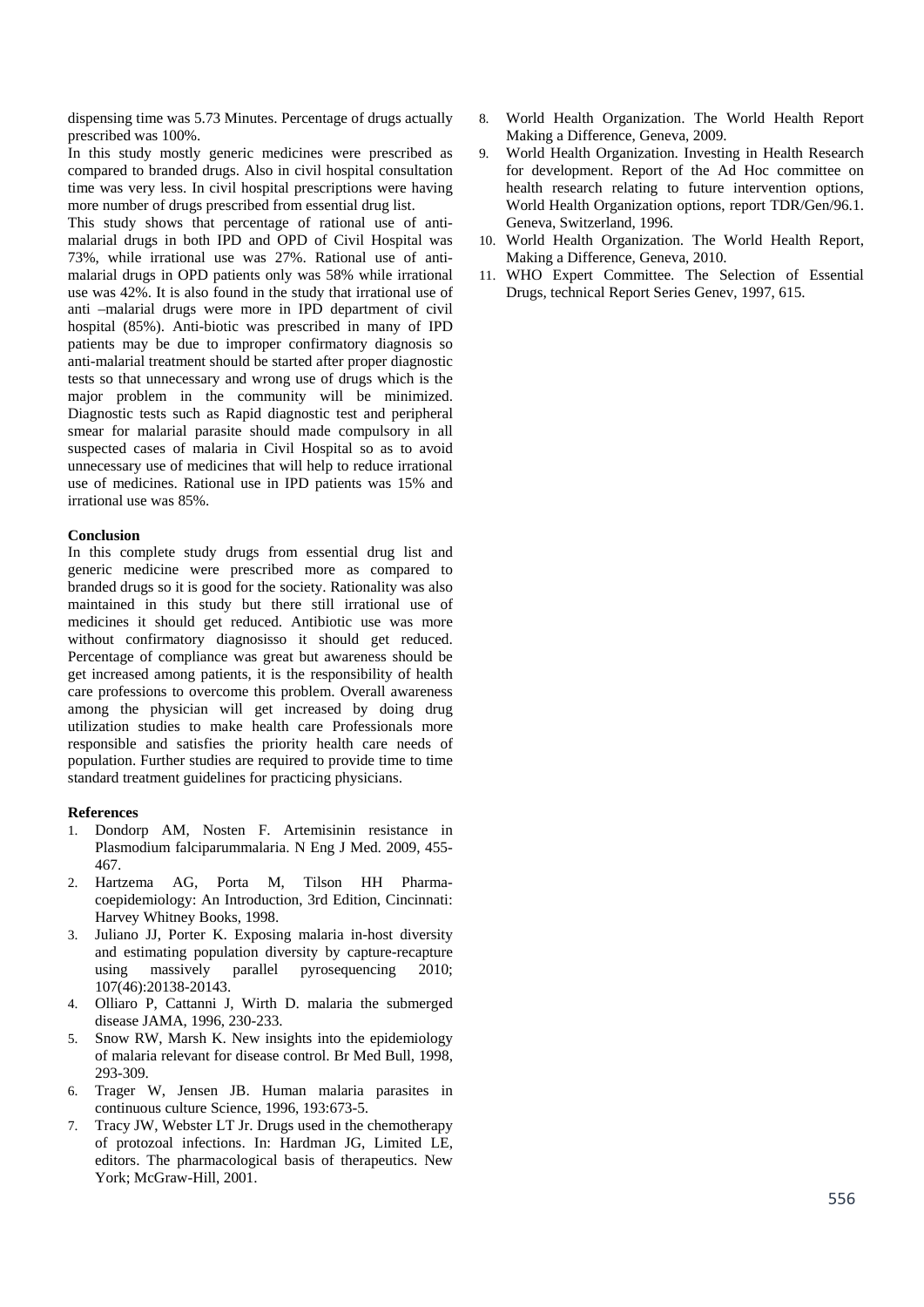dispensing time was 5.73 Minutes. Percentage of drugs actually prescribed was 100%.

In this study mostly generic medicines were prescribed as compared to branded drugs. Also in civil hospital consultation time was very less. In civil hospital prescriptions were having more number of drugs prescribed from essential drug list.

This study shows that percentage of rational use of anti-malarial drugs in both IPD and OPD of Civil Hospital was 73%, while irrational use was 27%. Rational use of anti-malarial drugs in OPD patients only was 58% while irrational use was 42%. It is also found in the study that irrational use of anti –malarial drugs were more in IPD department of civil hospital (85%). Anti-biotic was prescribed in many of IPD patients may be due to improper confirmatory diagnosis so anti-malarial treatment should be started after proper diagnostic tests so that unnecessary and wrong use of drugs which is the major problem in the community will be minimized. Diagnostic tests such as Rapid diagnostic test and peripheral smear for malarial parasite should made compulsory in all suspected cases of malaria in Civil Hospital so as to avoid unnecessary use of medicines that will help to reduce irrational use of medicines. Rational use in IPD patients was 15% and irrational use was 85%.

**Conclusion**

In this complete study drugs from essential drug list and generic medicine were prescribed more as compared to branded drugs so it is good for the society. Rationality was also maintained in this study but there still irrational use of medicines it should get reduced. Antibiotic use was more without confirmatory diagnosisso it should get reduced. Percentage of compliance was great but awareness should be get increased among patients, it is the responsibility of health care professions to overcome this problem. Overall awareness among the physician will get increased by doing drug utilization studies to make health care Professionals more responsible and satisfies the priority health care needs of population. Further studies are required to provide time to time standard treatment guidelines for practicing physicians.

**References**

1. Dondorp AM, Nosten F. Artemisinin resistance in Plasmodium falciparummalaria. N Eng J Med. 2009, 455-467.
2. Hartzema AG, Porta M, Tilson HH Pharma-coepidemiology: An Introduction, 3rd Edition, Cincinnati: Harvey Whitney Books, 1998.
3. Juliano JJ, Porter K. Exposing malaria in-host diversity and estimating population diversity by capture-recapture using massively parallel pyrosequencing 2010; 107(46):20138-20143.
4. Olliaro P, Cattanni J, Wirth D. malaria the submerged disease JAMA, 1996, 230-233.
5. Snow RW, Marsh K. New insights into the epidemiology of malaria relevant for disease control. Br Med Bull, 1998, 293-309.
6. Trager W, Jensen JB. Human malaria parasites in continuous culture Science, 1996, 193:673-5.
7. Tracy JW, Webster LT Jr. Drugs used in the chemotherapy of protozoal infections. In: Hardman JG, Limited LE, editors. The pharmacological basis of therapeutics. New York; McGraw-Hill, 2001.
8. World Health Organization. The World Health Report Making a Difference, Geneva, 2009.
9. World Health Organization. Investing in Health Research for development. Report of the Ad Hoc committee on health research relating to future intervention options, World Health Organization options, report TDR/Gen/96.1. Geneva, Switzerland, 1996.
10. World Health Organization. The World Health Report, Making a Difference, Geneva, 2010.
11. WHO Expert Committee. The Selection of Essential Drugs, technical Report Series Genev, 1997, 615.